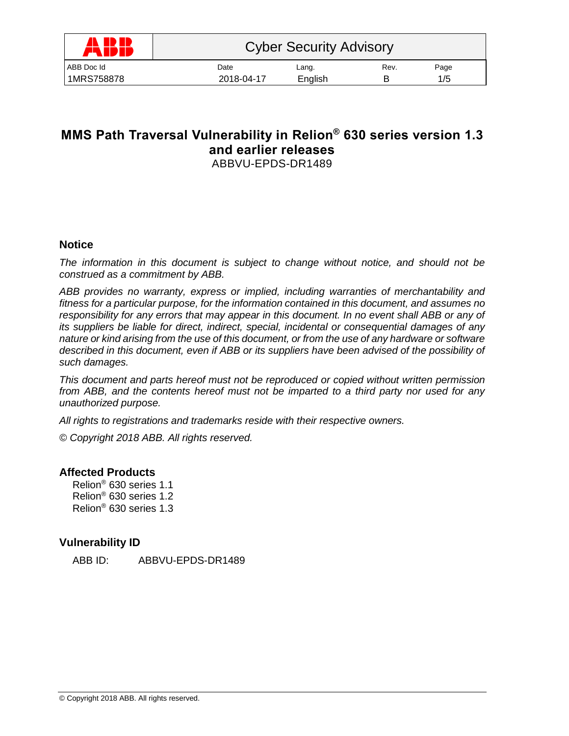| ABB | Cyber Security Advisory | | | |
|---|---|---|---|---|
| ABB Doc Id | Date | Lang. | Rev. | Page |
| 1MRS758878 | 2018-04-17 | English | B | 1/5 |

# MMS Path Traversal Vulnerability in Relion® 630 series version 1.3 and earlier releases

ABBVU-EPDS-DR1489

## Notice

*The information in this document is subject to change without notice, and should not be construed as a commitment by ABB.*

*ABB provides no warranty, express or implied, including warranties of merchantability and fitness for a particular purpose, for the information contained in this document, and assumes no responsibility for any errors that may appear in this document. In no event shall ABB or any of its suppliers be liable for direct, indirect, special, incidental or consequential damages of any nature or kind arising from the use of this document, or from the use of any hardware or software described in this document, even if ABB or its suppliers have been advised of the possibility of such damages.*

*This document and parts hereof must not be reproduced or copied without written permission from ABB, and the contents hereof must not be imparted to a third party nor used for any unauthorized purpose.*

*All rights to registrations and trademarks reside with their respective owners.*

*© Copyright 2018 ABB. All rights reserved.*

## Affected Products

Relion® 630 series 1.1
Relion® 630 series 1.2
Relion® 630 series 1.3

## Vulnerability ID

ABB ID: ABBVU-EPDS-DR1489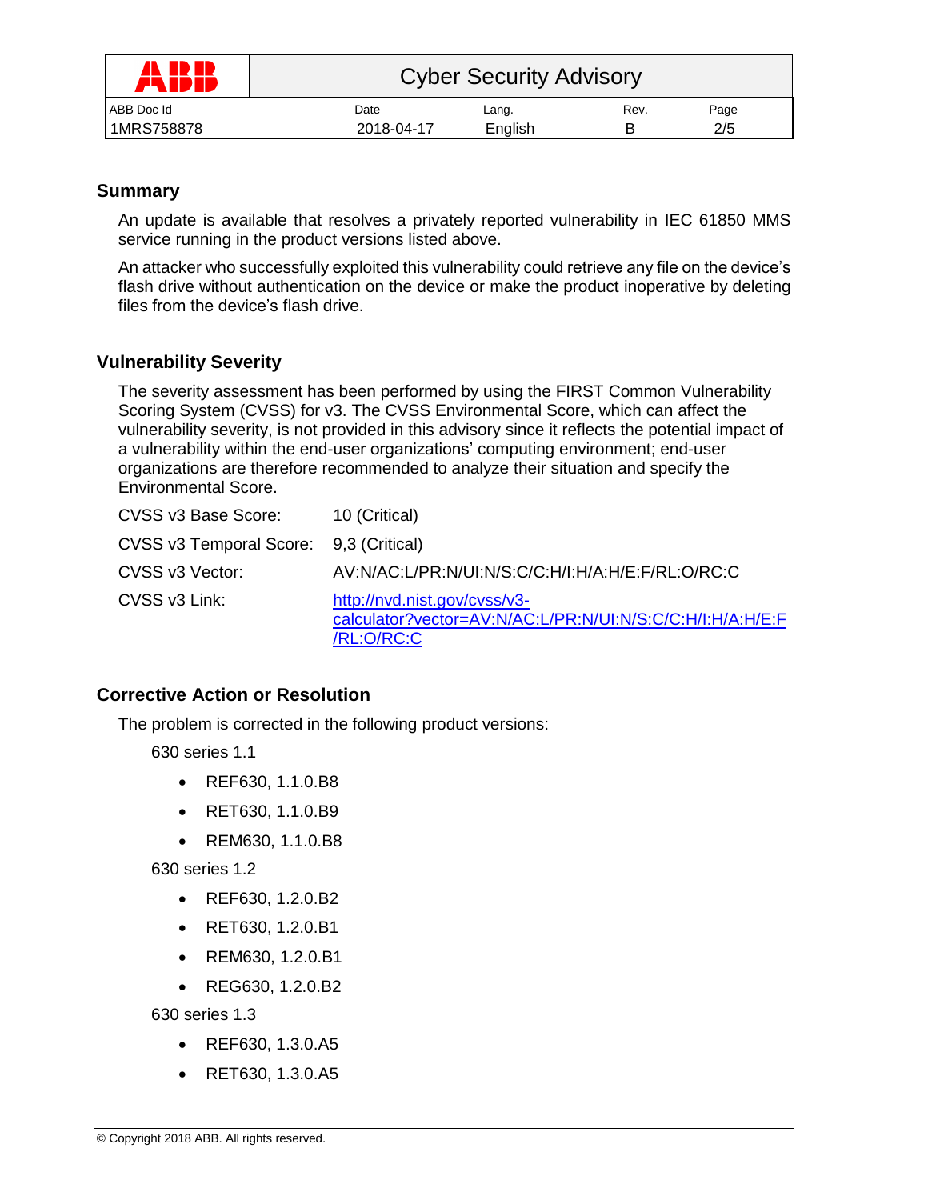## Summary

An update is available that resolves a privately reported vulnerability in IEC 61850 MMS service running in the product versions listed above.

An attacker who successfully exploited this vulnerability could retrieve any file on the device's flash drive without authentication on the device or make the product inoperative by deleting files from the device's flash drive.

## Vulnerability Severity

The severity assessment has been performed by using the FIRST Common Vulnerability Scoring System (CVSS) for v3. The CVSS Environmental Score, which can affect the vulnerability severity, is not provided in this advisory since it reflects the potential impact of a vulnerability within the end-user organizations' computing environment; end-user organizations are therefore recommended to analyze their situation and specify the Environmental Score.

| | |
|---|---|
| CVSS v3 Base Score: | 10 (Critical) |
| CVSS v3 Temporal Score: | 9,3 (Critical) |
| CVSS v3 Vector: | AV:N/AC:L/PR:N/UI:N/S:C/C:H/I:H/A:H/E:F/RL:O/RC:C |
| CVSS v3 Link: | [http://nvd.nist.gov/cvss/v3-calculator?vector=AV:N/AC:L/PR:N/UI:N/S:C/C:H/I:H/A:H/E:F/RL:O/RC:C](http://nvd.nist.gov/cvss/v3-calculator?vector=AV:N/AC:L/PR:N/UI:N/S:C/C:H/I:H/A:H/E:F/RL:O/RC:C) |

## Corrective Action or Resolution

The problem is corrected in the following product versions:

630 series 1.1

- REF630, 1.1.0.B8
- RET630, 1.1.0.B9
- REM630, 1.1.0.B8

630 series 1.2

- REF630, 1.2.0.B2
- RET630, 1.2.0.B1
- REM630, 1.2.0.B1
- REG630, 1.2.0.B2

630 series 1.3

- REF630, 1.3.0.A5
- RET630, 1.3.0.A5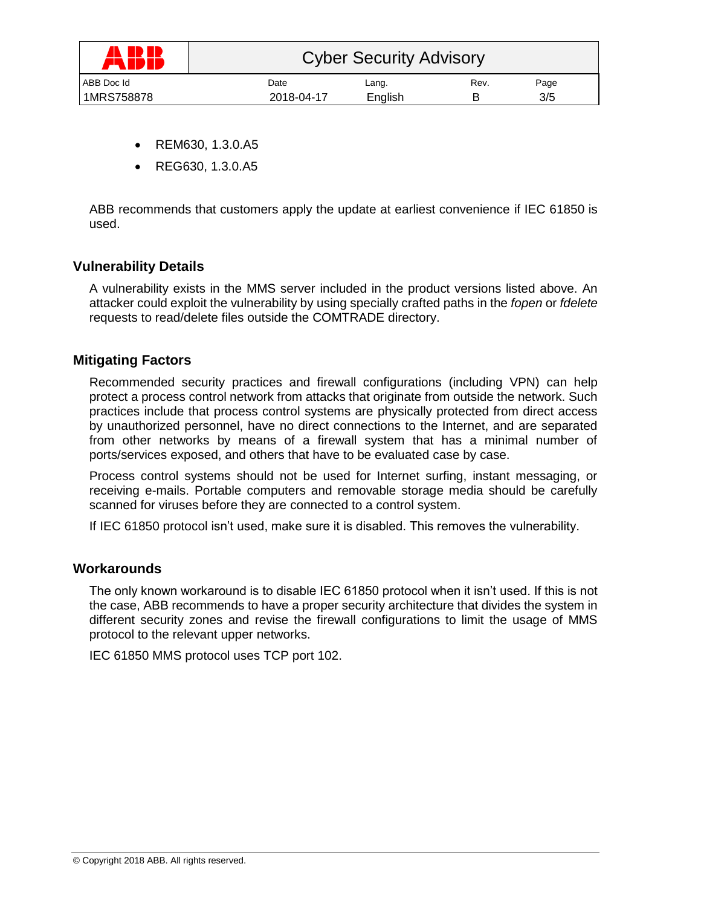- REM630, 1.3.0.A5
- REG630, 1.3.0.A5

ABB recommends that customers apply the update at earliest convenience if IEC 61850 is used.

## Vulnerability Details

A vulnerability exists in the MMS server included in the product versions listed above. An attacker could exploit the vulnerability by using specially crafted paths in the *fopen* or *fdelete* requests to read/delete files outside the COMTRADE directory.

## Mitigating Factors

Recommended security practices and firewall configurations (including VPN) can help protect a process control network from attacks that originate from outside the network. Such practices include that process control systems are physically protected from direct access by unauthorized personnel, have no direct connections to the Internet, and are separated from other networks by means of a firewall system that has a minimal number of ports/services exposed, and others that have to be evaluated case by case.

Process control systems should not be used for Internet surfing, instant messaging, or receiving e-mails. Portable computers and removable storage media should be carefully scanned for viruses before they are connected to a control system.

If IEC 61850 protocol isn't used, make sure it is disabled. This removes the vulnerability.

## Workarounds

The only known workaround is to disable IEC 61850 protocol when it isn't used. If this is not the case, ABB recommends to have a proper security architecture that divides the system in different security zones and revise the firewall configurations to limit the usage of MMS protocol to the relevant upper networks.

IEC 61850 MMS protocol uses TCP port 102.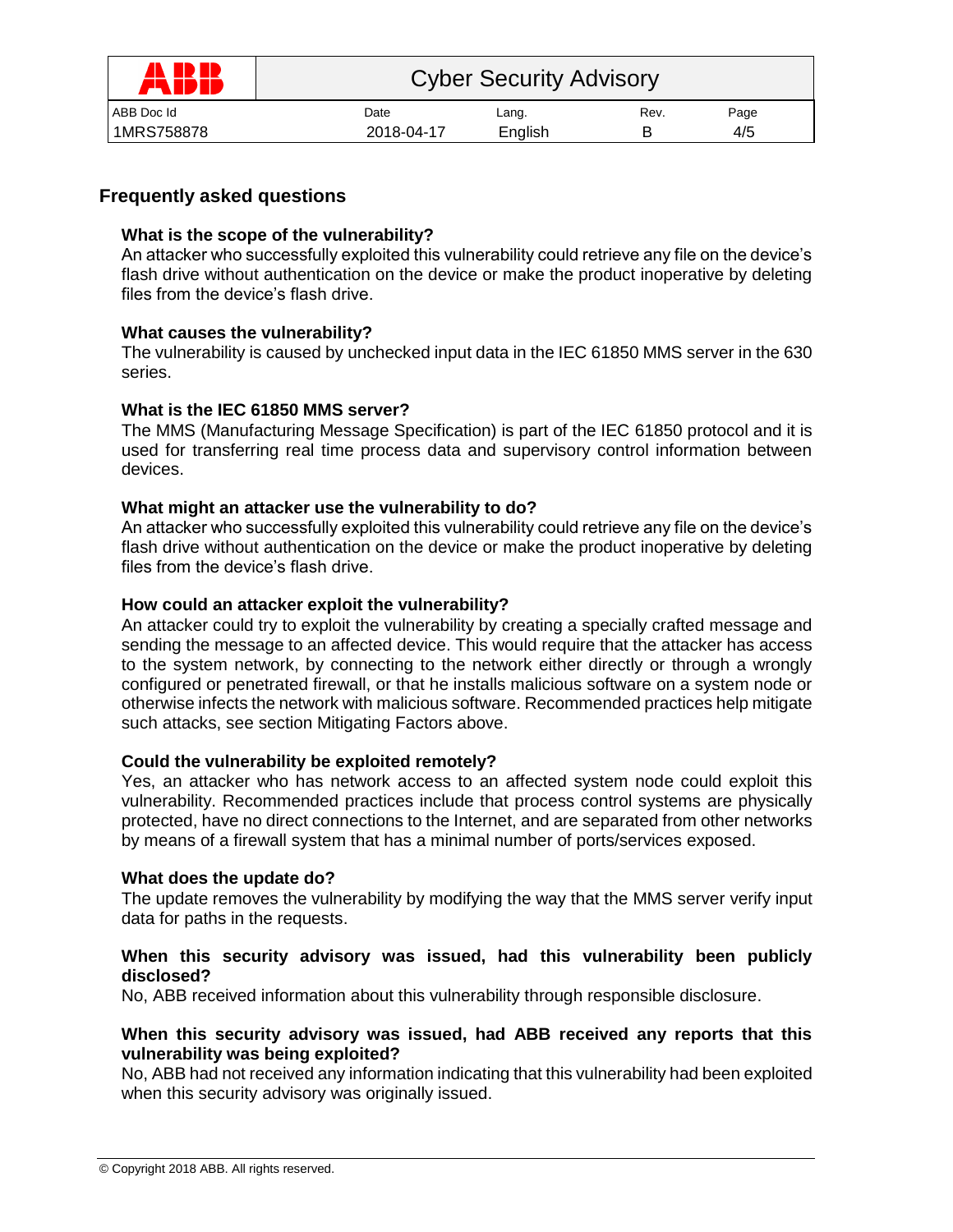## Frequently asked questions

**What is the scope of the vulnerability?**
An attacker who successfully exploited this vulnerability could retrieve any file on the device's flash drive without authentication on the device or make the product inoperative by deleting files from the device's flash drive.

**What causes the vulnerability?**
The vulnerability is caused by unchecked input data in the IEC 61850 MMS server in the 630 series.

**What is the IEC 61850 MMS server?**
The MMS (Manufacturing Message Specification) is part of the IEC 61850 protocol and it is used for transferring real time process data and supervisory control information between devices.

**What might an attacker use the vulnerability to do?**
An attacker who successfully exploited this vulnerability could retrieve any file on the device's flash drive without authentication on the device or make the product inoperative by deleting files from the device's flash drive.

**How could an attacker exploit the vulnerability?**
An attacker could try to exploit the vulnerability by creating a specially crafted message and sending the message to an affected device. This would require that the attacker has access to the system network, by connecting to the network either directly or through a wrongly configured or penetrated firewall, or that he installs malicious software on a system node or otherwise infects the network with malicious software. Recommended practices help mitigate such attacks, see section Mitigating Factors above.

**Could the vulnerability be exploited remotely?**
Yes, an attacker who has network access to an affected system node could exploit this vulnerability. Recommended practices include that process control systems are physically protected, have no direct connections to the Internet, and are separated from other networks by means of a firewall system that has a minimal number of ports/services exposed.

**What does the update do?**
The update removes the vulnerability by modifying the way that the MMS server verify input data for paths in the requests.

**When this security advisory was issued, had this vulnerability been publicly disclosed?**
No, ABB received information about this vulnerability through responsible disclosure.

**When this security advisory was issued, had ABB received any reports that this vulnerability was being exploited?**
No, ABB had not received any information indicating that this vulnerability had been exploited when this security advisory was originally issued.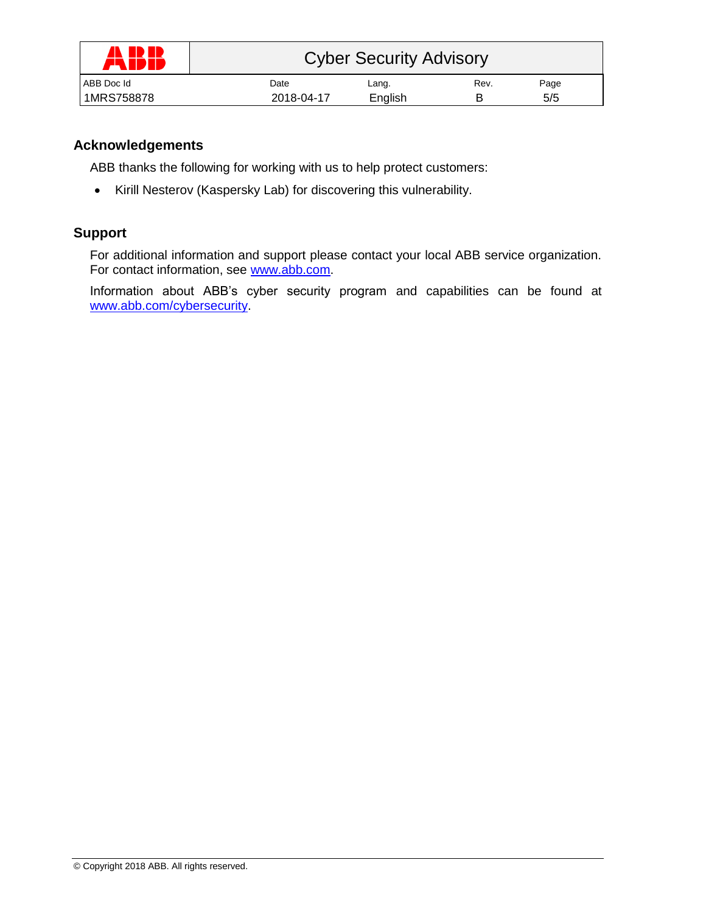## Acknowledgements

ABB thanks the following for working with us to help protect customers:

- Kirill Nesterov (Kaspersky Lab) for discovering this vulnerability.

## Support

For additional information and support please contact your local ABB service organization. For contact information, see www.abb.com.

Information about ABB's cyber security program and capabilities can be found at www.abb.com/cybersecurity.